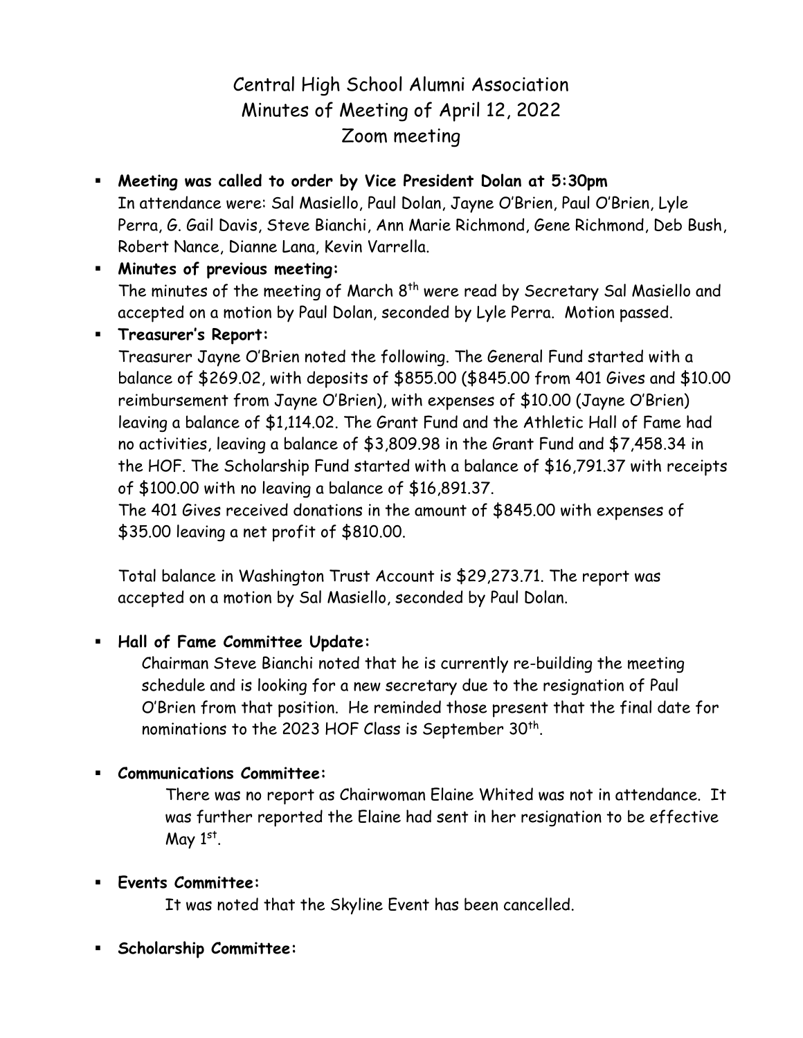# Central High School Alumni Association
## Minutes of Meeting of April 12, 2022
## Zoom meeting

- **Meeting was called to order by Vice President Dolan at 5:30pm**
  In attendance were: Sal Masiello, Paul Dolan, Jayne O'Brien, Paul O'Brien, Lyle Perra, G. Gail Davis, Steve Bianchi, Ann Marie Richmond, Gene Richmond, Deb Bush, Robert Nance, Dianne Lana, Kevin Varrella.
- **Minutes of previous meeting:**
  The minutes of the meeting of March 8th were read by Secretary Sal Masiello and accepted on a motion by Paul Dolan, seconded by Lyle Perra. Motion passed.
- **Treasurer's Report:**
  Treasurer Jayne O'Brien noted the following. The General Fund started with a balance of $269.02, with deposits of $855.00 ($845.00 from 401 Gives and $10.00 reimbursement from Jayne O'Brien), with expenses of $10.00 (Jayne O'Brien) leaving a balance of $1,114.02. The Grant Fund and the Athletic Hall of Fame had no activities, leaving a balance of $3,809.98 in the Grant Fund and $7,458.34 in the HOF. The Scholarship Fund started with a balance of $16,791.37 with receipts of $100.00 with no leaving a balance of $16,891.37.
  The 401 Gives received donations in the amount of $845.00 with expenses of $35.00 leaving a net profit of $810.00.

  Total balance in Washington Trust Account is $29,273.71. The report was accepted on a motion by Sal Masiello, seconded by Paul Dolan.

- **Hall of Fame Committee Update:**
  Chairman Steve Bianchi noted that he is currently re-building the meeting schedule and is looking for a new secretary due to the resignation of Paul O'Brien from that position. He reminded those present that the final date for nominations to the 2023 HOF Class is September 30th.

- **Communications Committee:**
  There was no report as Chairwoman Elaine Whited was not in attendance. It was further reported the Elaine had sent in her resignation to be effective May 1st.

- **Events Committee:**
  It was noted that the Skyline Event has been cancelled.

- **Scholarship Committee:**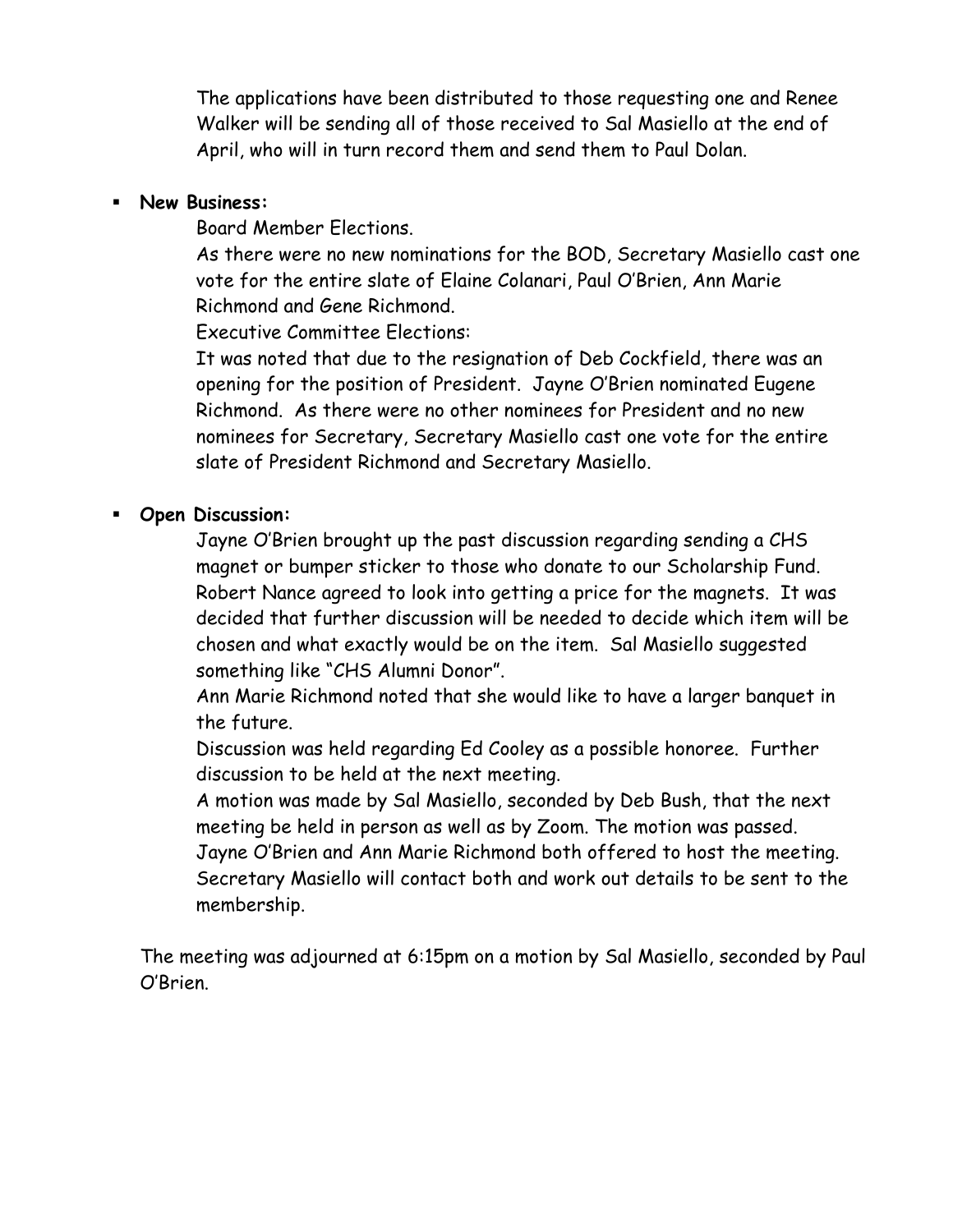The applications have been distributed to those requesting one and Renee Walker will be sending all of those received to Sal Masiello at the end of April, who will in turn record them and send them to Paul Dolan.

- **New Business:**

  Board Member Elections.

  As there were no new nominations for the BOD, Secretary Masiello cast one vote for the entire slate of Elaine Colanari, Paul O'Brien, Ann Marie Richmond and Gene Richmond.

  Executive Committee Elections:

  It was noted that due to the resignation of Deb Cockfield, there was an opening for the position of President. Jayne O'Brien nominated Eugene Richmond. As there were no other nominees for President and no new nominees for Secretary, Secretary Masiello cast one vote for the entire slate of President Richmond and Secretary Masiello.

- **Open Discussion:**

  Jayne O'Brien brought up the past discussion regarding sending a CHS magnet or bumper sticker to those who donate to our Scholarship Fund. Robert Nance agreed to look into getting a price for the magnets. It was decided that further discussion will be needed to decide which item will be chosen and what exactly would be on the item. Sal Masiello suggested something like "CHS Alumni Donor".

  Ann Marie Richmond noted that she would like to have a larger banquet in the future.

  Discussion was held regarding Ed Cooley as a possible honoree. Further discussion to be held at the next meeting.

  A motion was made by Sal Masiello, seconded by Deb Bush, that the next meeting be held in person as well as by Zoom. The motion was passed.

  Jayne O'Brien and Ann Marie Richmond both offered to host the meeting. Secretary Masiello will contact both and work out details to be sent to the membership.

The meeting was adjourned at 6:15pm on a motion by Sal Masiello, seconded by Paul O'Brien.